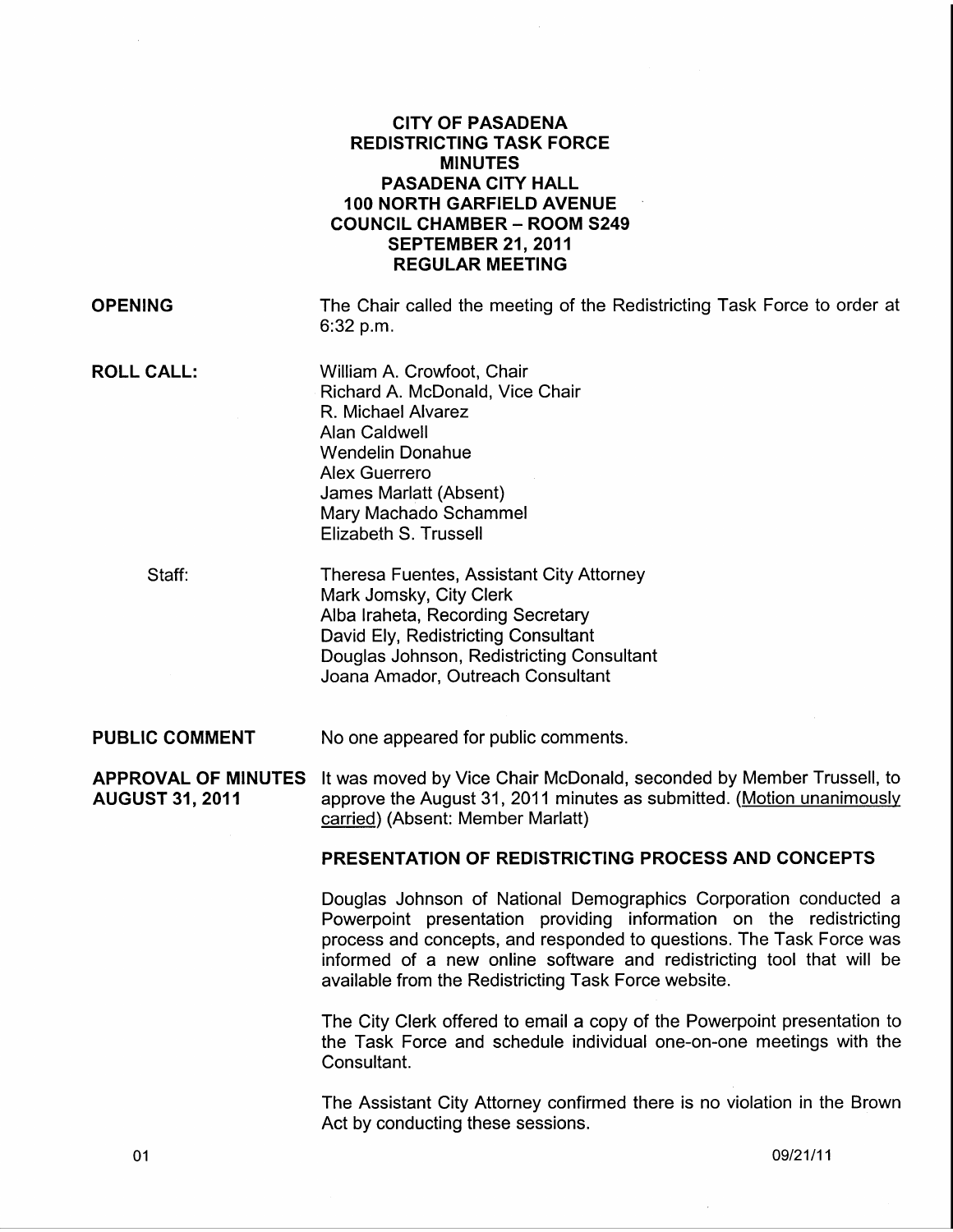# CITY OF PASADENA
# REDISTRICTING TASK FORCE
# MINUTES
## PASADENA CITY HALL
## 100 NORTH GARFIELD AVENUE
## COUNCIL CHAMBER – ROOM S249
## SEPTEMBER 21, 2011
## REGULAR MEETING

**OPENING**

The Chair called the meeting of the Redistricting Task Force to order at 6:32 p.m.

**ROLL CALL:**

William A. Crowfoot, Chair
Richard A. McDonald, Vice Chair
R. Michael Alvarez
Alan Caldwell
Wendelin Donahue
Alex Guerrero
James Marlatt (Absent)
Mary Machado Schammel
Elizabeth S. Trussell

Staff:

Theresa Fuentes, Assistant City Attorney
Mark Jomsky, City Clerk
Alba Iraheta, Recording Secretary
David Ely, Redistricting Consultant
Douglas Johnson, Redistricting Consultant
Joana Amador, Outreach Consultant

**PUBLIC COMMENT**

No one appeared for public comments.

**APPROVAL OF MINUTES AUGUST 31, 2011**

It was moved by Vice Chair McDonald, seconded by Member Trussell, to approve the August 31, 2011 minutes as submitted. (Motion unanimously carried) (Absent: Member Marlatt)

**PRESENTATION OF REDISTRICTING PROCESS AND CONCEPTS**

Douglas Johnson of National Demographics Corporation conducted a Powerpoint presentation providing information on the redistricting process and concepts, and responded to questions. The Task Force was informed of a new online software and redistricting tool that will be available from the Redistricting Task Force website.

The City Clerk offered to email a copy of the Powerpoint presentation to the Task Force and schedule individual one-on-one meetings with the Consultant.

The Assistant City Attorney confirmed there is no violation in the Brown Act by conducting these sessions.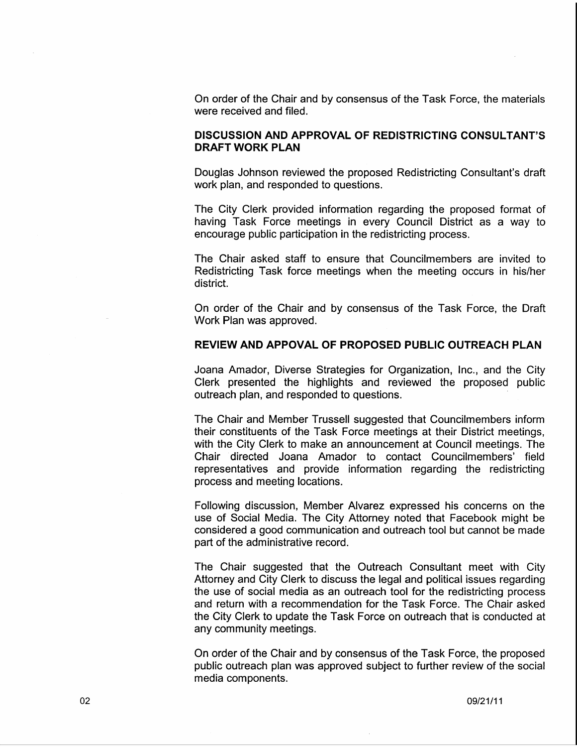On order of the Chair and by consensus of the Task Force, the materials were received and filed.

**DISCUSSION AND APPROVAL OF REDISTRICTING CONSULTANT'S DRAFT WORK PLAN**

Douglas Johnson reviewed the proposed Redistricting Consultant's draft work plan, and responded to questions.

The City Clerk provided information regarding the proposed format of having Task Force meetings in every Council District as a way to encourage public participation in the redistricting process.

The Chair asked staff to ensure that Councilmembers are invited to Redistricting Task force meetings when the meeting occurs in his/her district.

On order of the Chair and by consensus of the Task Force, the Draft Work Plan was approved.

**REVIEW AND APPOVAL OF PROPOSED PUBLIC OUTREACH PLAN**

Joana Amador, Diverse Strategies for Organization, Inc., and the City Clerk presented the highlights and reviewed the proposed public outreach plan, and responded to questions.

The Chair and Member Trussell suggested that Councilmembers inform their constituents of the Task Force meetings at their District meetings, with the City Clerk to make an announcement at Council meetings. The Chair directed Joana Amador to contact Councilmembers' field representatives and provide information regarding the redistricting process and meeting locations.

Following discussion, Member Alvarez expressed his concerns on the use of Social Media. The City Attorney noted that Facebook might be considered a good communication and outreach tool but cannot be made part of the administrative record.

The Chair suggested that the Outreach Consultant meet with City Attorney and City Clerk to discuss the legal and political issues regarding the use of social media as an outreach tool for the redistricting process and return with a recommendation for the Task Force. The Chair asked the City Clerk to update the Task Force on outreach that is conducted at any community meetings.

On order of the Chair and by consensus of the Task Force, the proposed public outreach plan was approved subject to further review of the social media components.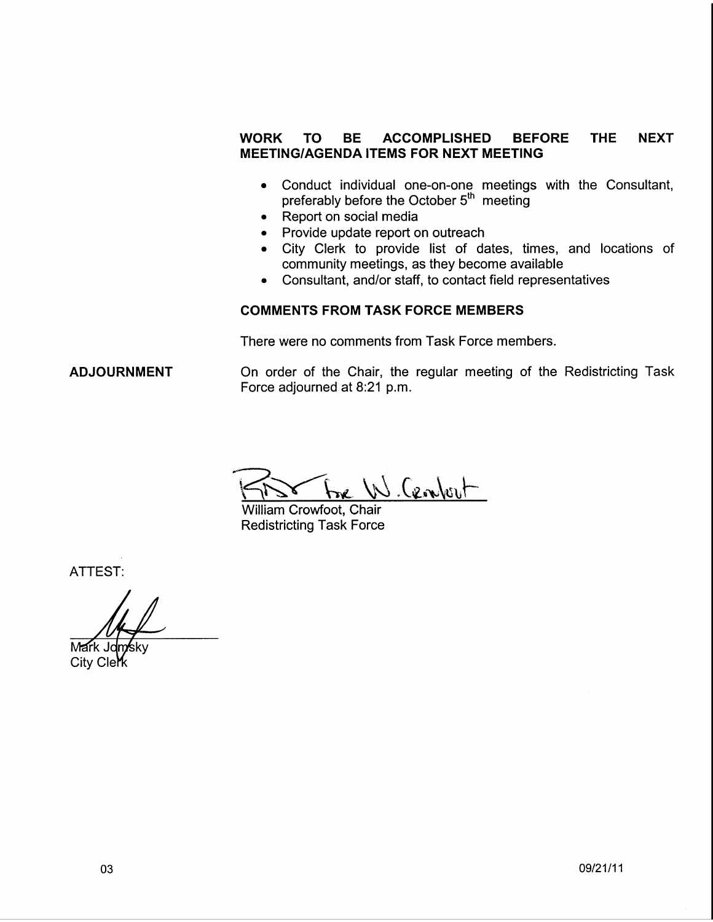**WORK TO BE ACCOMPLISHED BEFORE THE NEXT MEETING/AGENDA ITEMS FOR NEXT MEETING**

- Conduct individual one-on-one meetings with the Consultant, preferably before the October 5th meeting
- Report on social media
- Provide update report on outreach
- City Clerk to provide list of dates, times, and locations of community meetings, as they become available
- Consultant, and/or staff, to contact field representatives

**COMMENTS FROM TASK FORCE MEMBERS**

There were no comments from Task Force members.

**ADJOURNMENT**

On order of the Chair, the regular meeting of the Redistricting Task Force adjourned at 8:21 p.m.

William Crowfoot, Chair
Redistricting Task Force

ATTEST:

Mark Jomsky
City Clerk

03

09/21/11